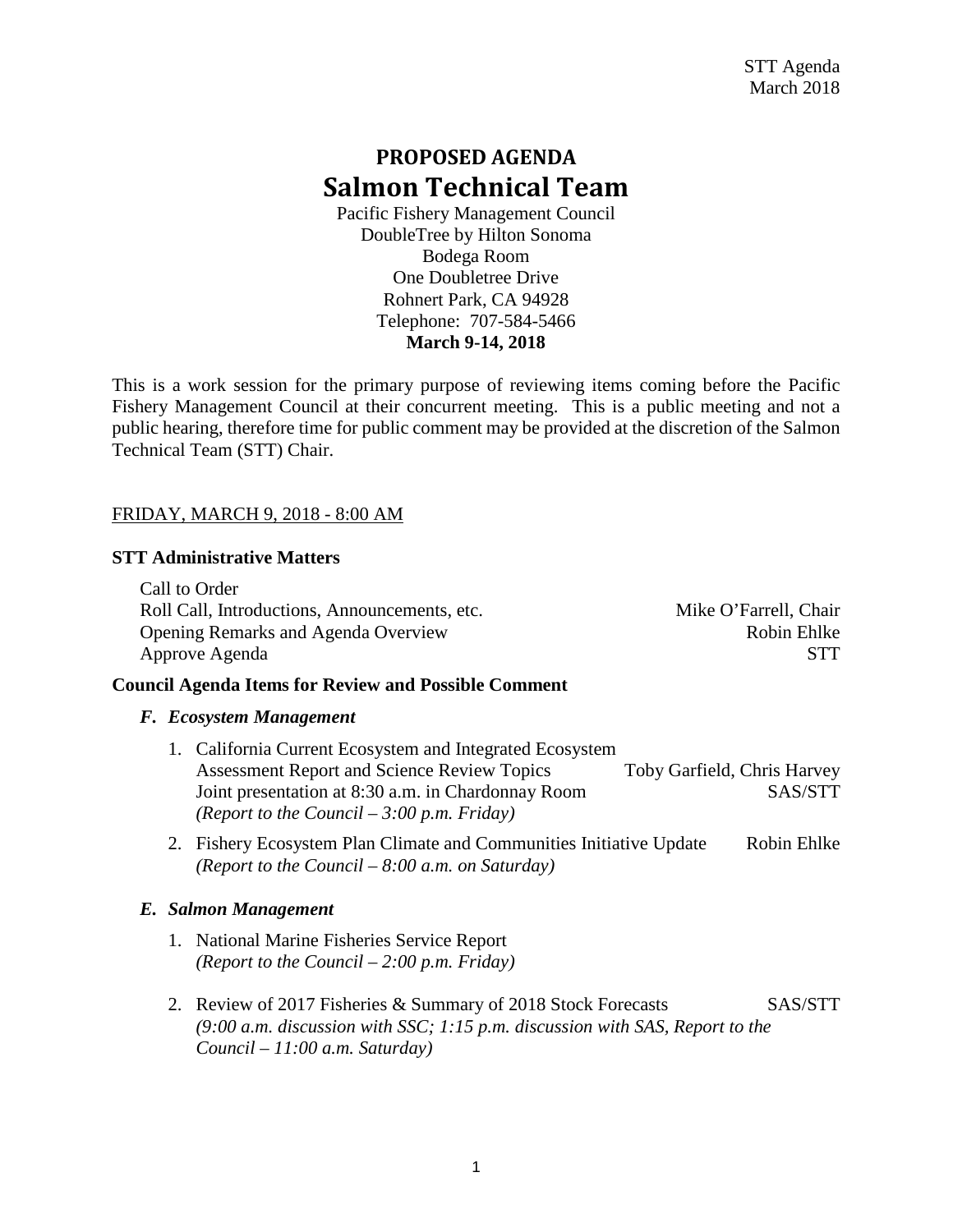# PROPOSED AGENDA
# Salmon Technical Team

Pacific Fishery Management Council
DoubleTree by Hilton Sonoma
Bodega Room
One Doubletree Drive
Rohnert Park, CA 94928
Telephone: 707-584-5466
**March 9-14, 2018**

This is a work session for the primary purpose of reviewing items coming before the Pacific Fishery Management Council at their concurrent meeting. This is a public meeting and not a public hearing, therefore time for public comment may be provided at the discretion of the Salmon Technical Team (STT) Chair.

FRIDAY, MARCH 9, 2018 - 8:00 AM

**STT Administrative Matters**

Call to Order
Roll Call, Introductions, Announcements, etc. — Mike O'Farrell, Chair
Opening Remarks and Agenda Overview — Robin Ehlke
Approve Agenda — STT

**Council Agenda Items for Review and Possible Comment**

***F. Ecosystem Management***

1. California Current Ecosystem and Integrated Ecosystem Assessment Report and Science Review Topics — Toby Garfield, Chris Harvey
   Joint presentation at 8:30 a.m. in Chardonnay Room — SAS/STT
   *(Report to the Council – 3:00 p.m. Friday)*
2. Fishery Ecosystem Plan Climate and Communities Initiative Update — Robin Ehlke
   *(Report to the Council – 8:00 a.m. on Saturday)*

***E. Salmon Management***

1. National Marine Fisheries Service Report
   *(Report to the Council – 2:00 p.m. Friday)*
2. Review of 2017 Fisheries & Summary of 2018 Stock Forecasts — SAS/STT
   *(9:00 a.m. discussion with SSC; 1:15 p.m. discussion with SAS, Report to the Council – 11:00 a.m. Saturday)*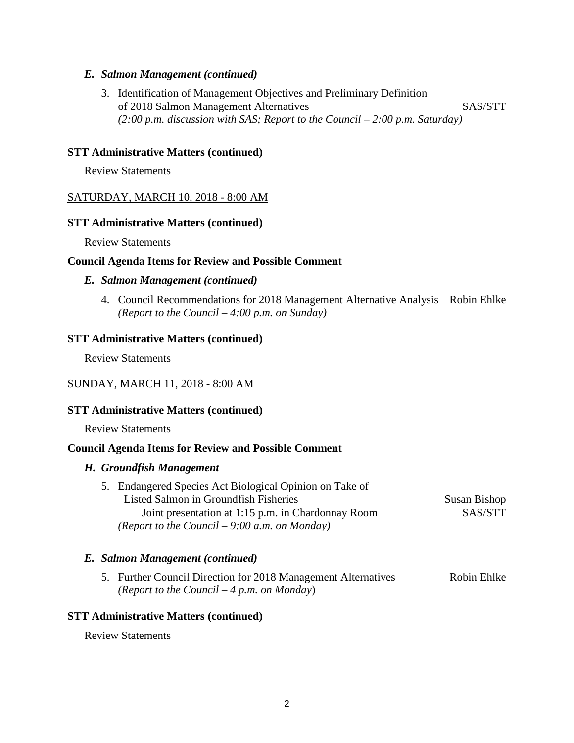### *E. Salmon Management (continued)*

3. Identification of Management Objectives and Preliminary Definition of 2018 Salmon Management Alternatives — SAS/STT
   *(2:00 p.m. discussion with SAS; Report to the Council – 2:00 p.m. Saturday)*

**STT Administrative Matters (continued)**

Review Statements

<u>SATURDAY, MARCH 10, 2018 - 8:00 AM</u>

**STT Administrative Matters (continued)**

Review Statements

**Council Agenda Items for Review and Possible Comment**

### *E. Salmon Management (continued)*

4. Council Recommendations for 2018 Management Alternative Analysis — Robin Ehlke
   *(Report to the Council – 4:00 p.m. on Sunday)*

**STT Administrative Matters (continued)**

Review Statements

<u>SUNDAY, MARCH 11, 2018 - 8:00 AM</u>

**STT Administrative Matters (continued)**

Review Statements

**Council Agenda Items for Review and Possible Comment**

### *H. Groundfish Management*

5. Endangered Species Act Biological Opinion on Take of Listed Salmon in Groundfish Fisheries — Susan Bishop
   Joint presentation at 1:15 p.m. in Chardonnay Room — SAS/STT
   *(Report to the Council – 9:00 a.m. on Monday)*

### *E. Salmon Management (continued)*

5. Further Council Direction for 2018 Management Alternatives — Robin Ehlke
   *(Report to the Council – 4 p.m. on Monday)*

**STT Administrative Matters (continued)**

Review Statements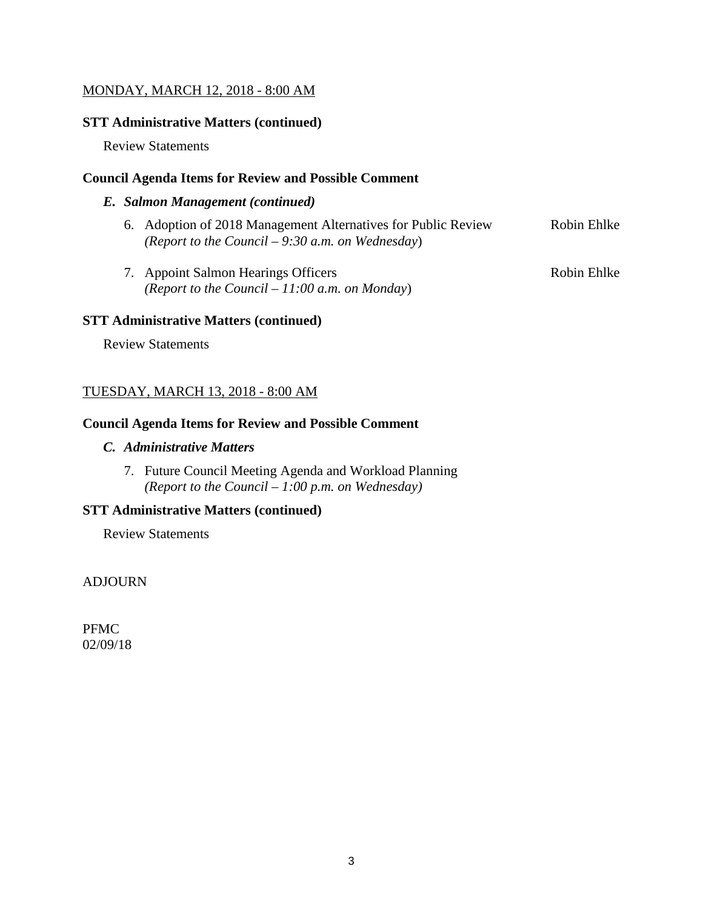<u>MONDAY, MARCH 12, 2018 - 8:00 AM</u>

**STT Administrative Matters (continued)**

Review Statements

**Council Agenda Items for Review and Possible Comment**

***E. Salmon Management (continued)***

6. Adoption of 2018 Management Alternatives for Public Review — Robin Ehlke
   *(Report to the Council – 9:30 a.m. on Wednesday)*

7. Appoint Salmon Hearings Officers — Robin Ehlke
   *(Report to the Council – 11:00 a.m. on Monday)*

**STT Administrative Matters (continued)**

Review Statements

<u>TUESDAY, MARCH 13, 2018 - 8:00 AM</u>

**Council Agenda Items for Review and Possible Comment**

***C. Administrative Matters***

7. Future Council Meeting Agenda and Workload Planning
   *(Report to the Council – 1:00 p.m. on Wednesday)*

**STT Administrative Matters (continued)**

Review Statements

ADJOURN

PFMC
02/09/18